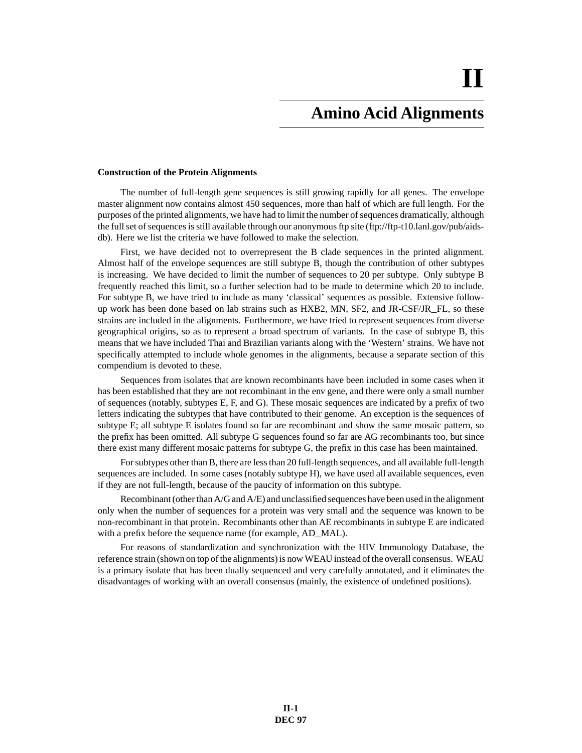# II

## Amino Acid Alignments

### Construction of the Protein Alignments

The number of full-length gene sequences is still growing rapidly for all genes. The envelope master alignment now contains almost 450 sequences, more than half of which are full length. For the purposes of the printed alignments, we have had to limit the number of sequences dramatically, although the full set of sequences is still available through our anonymous ftp site (ftp://ftp-t10.lanl.gov/pub/aids-db). Here we list the criteria we have followed to make the selection.

First, we have decided not to overrepresent the B clade sequences in the printed alignment. Almost half of the envelope sequences are still subtype B, though the contribution of other subtypes is increasing. We have decided to limit the number of sequences to 20 per subtype. Only subtype B frequently reached this limit, so a further selection had to be made to determine which 20 to include. For subtype B, we have tried to include as many 'classical' sequences as possible. Extensive follow-up work has been done based on lab strains such as HXB2, MN, SF2, and JR-CSF/JR_FL, so these strains are included in the alignments. Furthermore, we have tried to represent sequences from diverse geographical origins, so as to represent a broad spectrum of variants. In the case of subtype B, this means that we have included Thai and Brazilian variants along with the 'Western' strains. We have not specifically attempted to include whole genomes in the alignments, because a separate section of this compendium is devoted to these.

Sequences from isolates that are known recombinants have been included in some cases when it has been established that they are not recombinant in the env gene, and there were only a small number of sequences (notably, subtypes E, F, and G). These mosaic sequences are indicated by a prefix of two letters indicating the subtypes that have contributed to their genome. An exception is the sequences of subtype E; all subtype E isolates found so far are recombinant and show the same mosaic pattern, so the prefix has been omitted. All subtype G sequences found so far are AG recombinants too, but since there exist many different mosaic patterns for subtype G, the prefix in this case has been maintained.

For subtypes other than B, there are less than 20 full-length sequences, and all available full-length sequences are included. In some cases (notably subtype H), we have used all available sequences, even if they are not full-length, because of the paucity of information on this subtype.

Recombinant (other than A/G and A/E) and unclassified sequences have been used in the alignment only when the number of sequences for a protein was very small and the sequence was known to be non-recombinant in that protein. Recombinants other than AE recombinants in subtype E are indicated with a prefix before the sequence name (for example, AD_MAL).

For reasons of standardization and synchronization with the HIV Immunology Database, the reference strain (shown on top of the alignments) is now WEAU instead of the overall consensus. WEAU is a primary isolate that has been dually sequenced and very carefully annotated, and it eliminates the disadvantages of working with an overall consensus (mainly, the existence of undefined positions).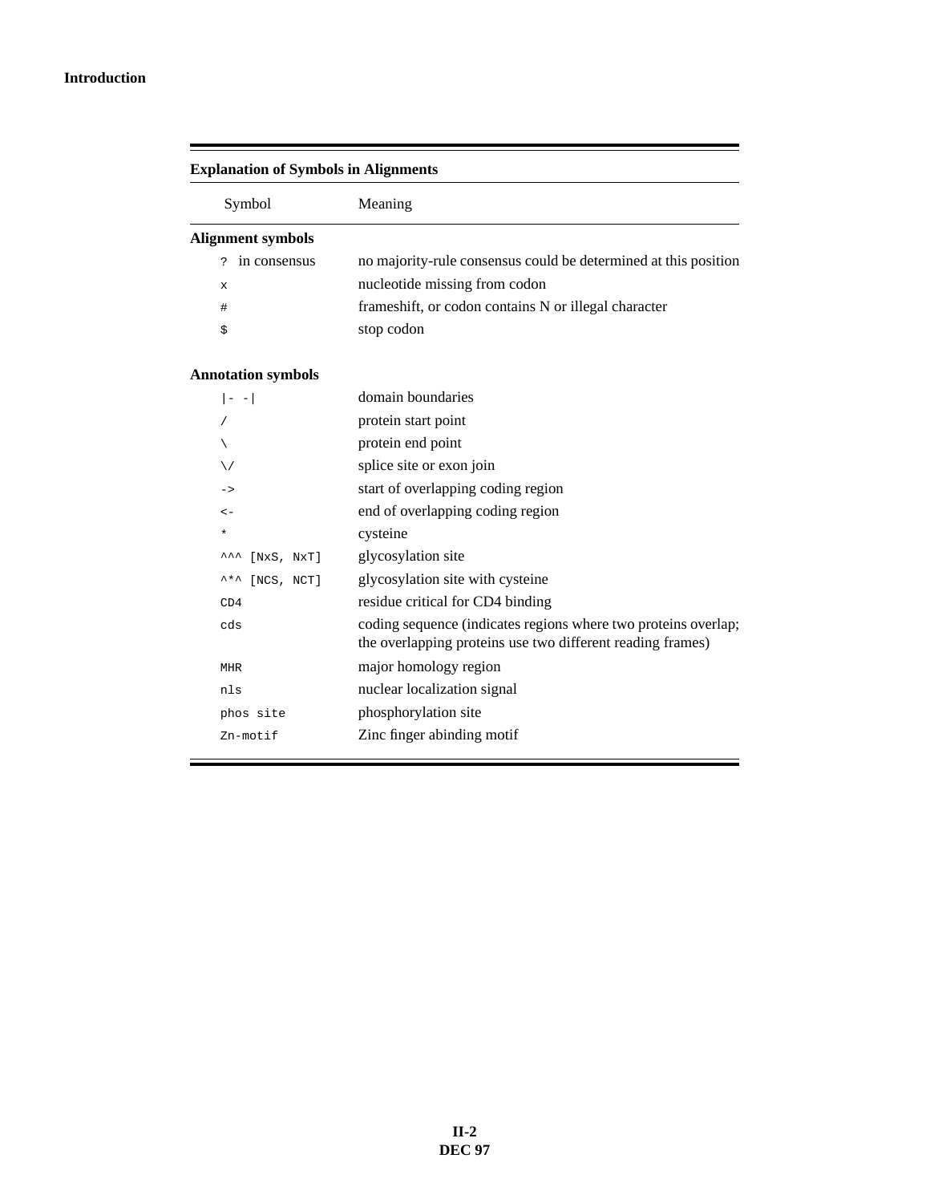## Explanation of Symbols in Alignments

| Symbol | Meaning |
|---|---|
| **Alignment symbols** | |
| `?` in consensus | no majority-rule consensus could be determined at this position |
| `x` | nucleotide missing from codon |
| `#` | frameshift, or codon contains N or illegal character |
| `$` | stop codon |
| **Annotation symbols** | |
| `\|- -\|` | domain boundaries |
| `/` | protein start point |
| `\` | protein end point |
| `\/` | splice site or exon join |
| `->` | start of overlapping coding region |
| `<-` | end of overlapping coding region |
| `*` | cysteine |
| `^^^ [NxS, NxT]` | glycosylation site |
| `^*^ [NCS, NCT]` | glycosylation site with cysteine |
| `CD4` | residue critical for CD4 binding |
| `cds` | coding sequence (indicates regions where two proteins overlap; the overlapping proteins use two different reading frames) |
| `MHR` | major homology region |
| `nls` | nuclear localization signal |
| `phos site` | phosphorylation site |
| `Zn-motif` | Zinc finger abinding motif |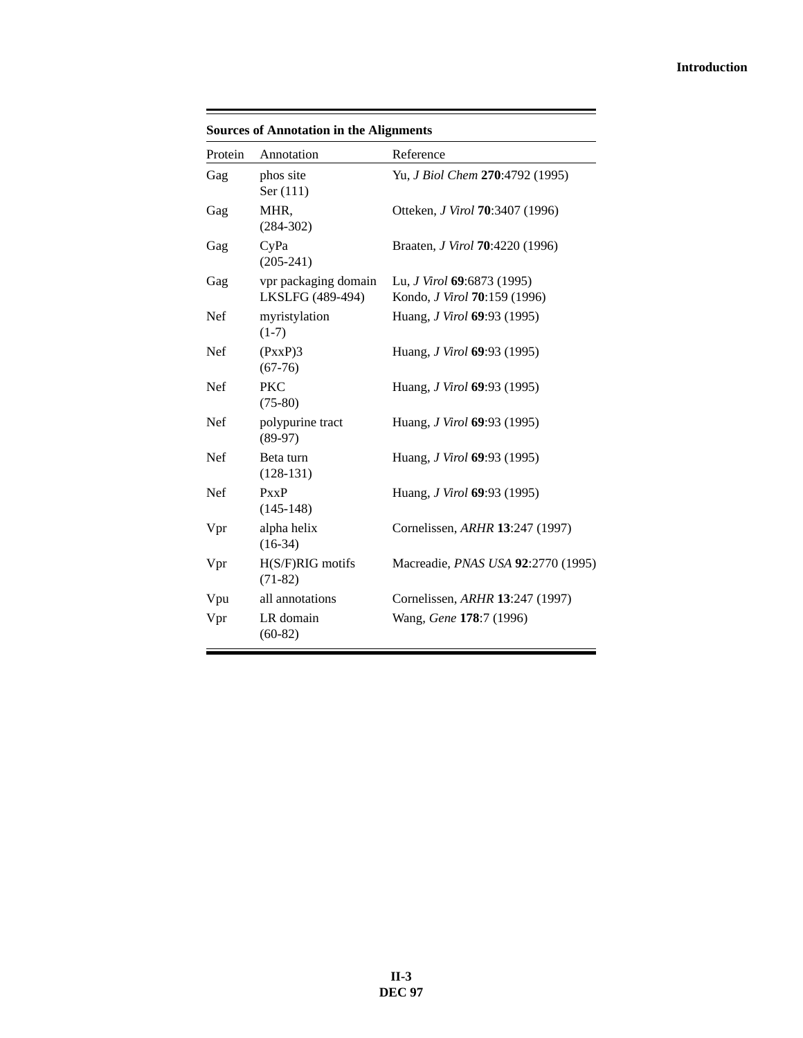**Sources of Annotation in the Alignments**

| Protein | Annotation | Reference |
|---|---|---|
| Gag | phos site Ser (111) | Yu, *J Biol Chem* **270**:4792 (1995) |
| Gag | MHR, (284-302) | Otteken, *J Virol* **70**:3407 (1996) |
| Gag | CyPa (205-241) | Braaten, *J Virol* **70**:4220 (1996) |
| Gag | vpr packaging domain LKSLFG (489-494) | Lu, *J Virol* **69**:6873 (1995) Kondo, *J Virol* **70**:159 (1996) |
| Nef | myristylation (1-7) | Huang, *J Virol* **69**:93 (1995) |
| Nef | (PxxP)3 (67-76) | Huang, *J Virol* **69**:93 (1995) |
| Nef | PKC (75-80) | Huang, *J Virol* **69**:93 (1995) |
| Nef | polypurine tract (89-97) | Huang, *J Virol* **69**:93 (1995) |
| Nef | Beta turn (128-131) | Huang, *J Virol* **69**:93 (1995) |
| Nef | PxxP (145-148) | Huang, *J Virol* **69**:93 (1995) |
| Vpr | alpha helix (16-34) | Cornelissen, *ARHR* **13**:247 (1997) |
| Vpr | H(S/F)RIG motifs (71-82) | Macreadie, *PNAS USA* **92**:2770 (1995) |
| Vpu | all annotations | Cornelissen, *ARHR* **13**:247 (1997) |
| Vpr | LR domain (60-82) | Wang, *Gene* **178**:7 (1996) |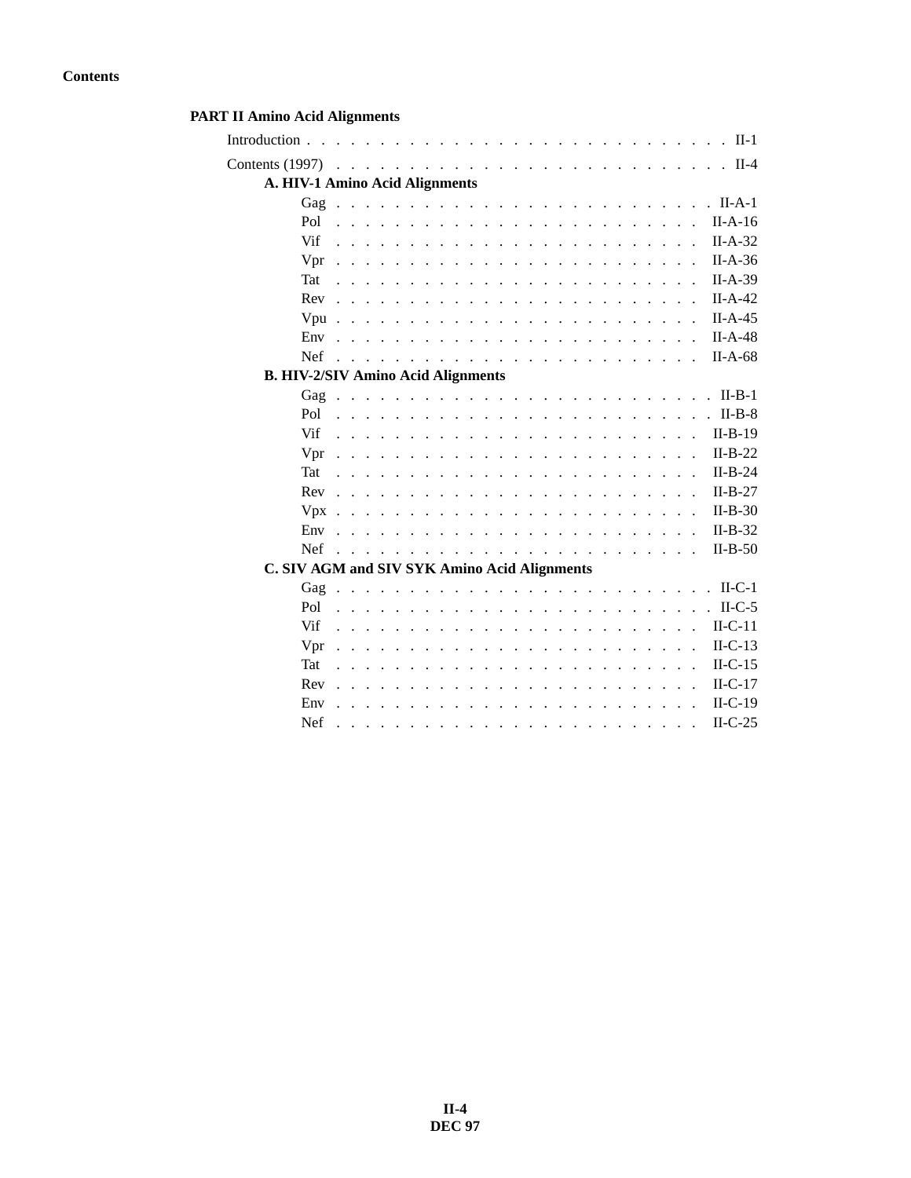**Contents**

## PART II Amino Acid Alignments

Introduction . . . . . . . . . . . . . . . . . . . . . . . . . . . . II-1

Contents (1997) . . . . . . . . . . . . . . . . . . . . . . . . . . II-4

### A. HIV-1 Amino Acid Alignments

- Gag . . . . . . . . . . . . . . . . . . . . . . . . . II-A-1
- Pol . . . . . . . . . . . . . . . . . . . . . . . . II-A-16
- Vif . . . . . . . . . . . . . . . . . . . . . . . . II-A-32
- Vpr . . . . . . . . . . . . . . . . . . . . . . . . II-A-36
- Tat . . . . . . . . . . . . . . . . . . . . . . . . II-A-39
- Rev . . . . . . . . . . . . . . . . . . . . . . . . II-A-42
- Vpu . . . . . . . . . . . . . . . . . . . . . . . . II-A-45
- Env . . . . . . . . . . . . . . . . . . . . . . . . II-A-48
- Nef . . . . . . . . . . . . . . . . . . . . . . . . II-A-68

### B. HIV-2/SIV Amino Acid Alignments

- Gag . . . . . . . . . . . . . . . . . . . . . . . . . II-B-1
- Pol . . . . . . . . . . . . . . . . . . . . . . . . . II-B-8
- Vif . . . . . . . . . . . . . . . . . . . . . . . . II-B-19
- Vpr . . . . . . . . . . . . . . . . . . . . . . . . II-B-22
- Tat . . . . . . . . . . . . . . . . . . . . . . . . II-B-24
- Rev . . . . . . . . . . . . . . . . . . . . . . . . II-B-27
- Vpx . . . . . . . . . . . . . . . . . . . . . . . . II-B-30
- Env . . . . . . . . . . . . . . . . . . . . . . . . II-B-32
- Nef . . . . . . . . . . . . . . . . . . . . . . . . II-B-50

### C. SIV AGM and SIV SYK Amino Acid Alignments

- Gag . . . . . . . . . . . . . . . . . . . . . . . . . II-C-1
- Pol . . . . . . . . . . . . . . . . . . . . . . . . . II-C-5
- Vif . . . . . . . . . . . . . . . . . . . . . . . . II-C-11
- Vpr . . . . . . . . . . . . . . . . . . . . . . . . II-C-13
- Tat . . . . . . . . . . . . . . . . . . . . . . . . II-C-15
- Rev . . . . . . . . . . . . . . . . . . . . . . . . II-C-17
- Env . . . . . . . . . . . . . . . . . . . . . . . . II-C-19
- Nef . . . . . . . . . . . . . . . . . . . . . . . . II-C-25